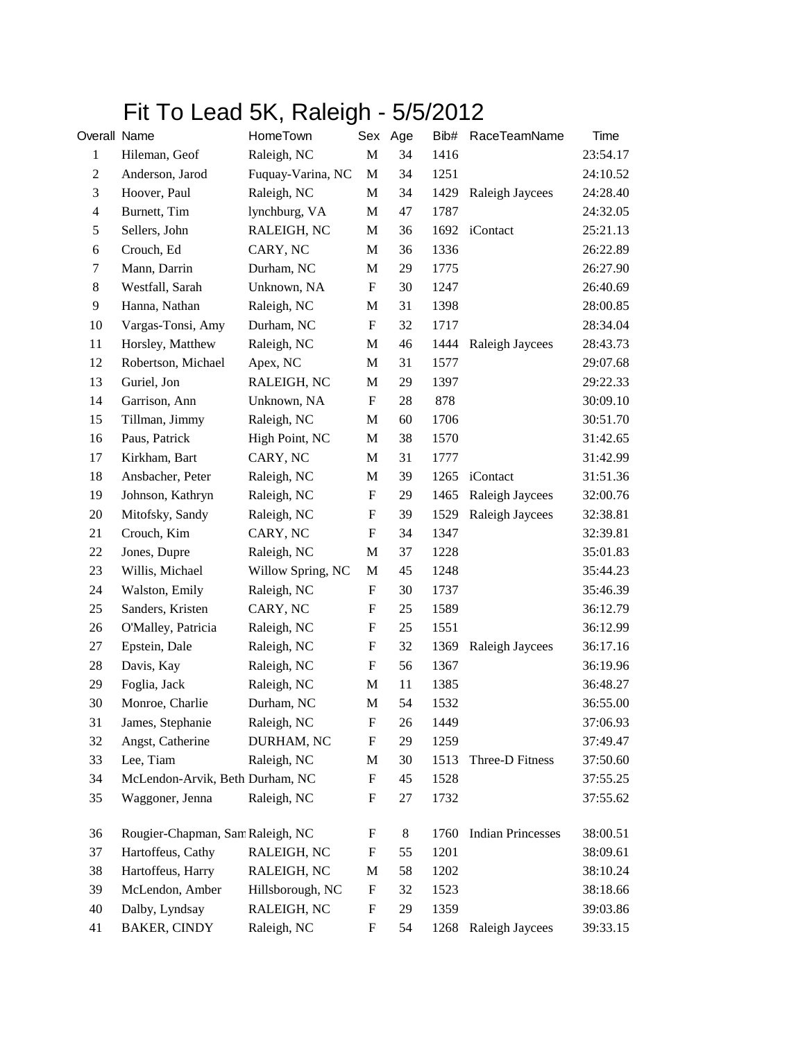# Fit To Lead 5K, Raleigh - 5/5/2012

| Overall | Name | HomeTown | Sex | Age | Bib# | RaceTeamName | Time |
|---|---|---|---|---|---|---|---|
| 1 | Hileman, Geof | Raleigh, NC | M | 34 | 1416 | | 23:54.17 |
| 2 | Anderson, Jarod | Fuquay-Varina, NC | M | 34 | 1251 | | 24:10.52 |
| 3 | Hoover, Paul | Raleigh, NC | M | 34 | 1429 | Raleigh Jaycees | 24:28.40 |
| 4 | Burnett, Tim | lynchburg, VA | M | 47 | 1787 | | 24:32.05 |
| 5 | Sellers, John | RALEIGH, NC | M | 36 | 1692 | iContact | 25:21.13 |
| 6 | Crouch, Ed | CARY, NC | M | 36 | 1336 | | 26:22.89 |
| 7 | Mann, Darrin | Durham, NC | M | 29 | 1775 | | 26:27.90 |
| 8 | Westfall, Sarah | Unknown, NA | F | 30 | 1247 | | 26:40.69 |
| 9 | Hanna, Nathan | Raleigh, NC | M | 31 | 1398 | | 28:00.85 |
| 10 | Vargas-Tonsi, Amy | Durham, NC | F | 32 | 1717 | | 28:34.04 |
| 11 | Horsley, Matthew | Raleigh, NC | M | 46 | 1444 | Raleigh Jaycees | 28:43.73 |
| 12 | Robertson, Michael | Apex, NC | M | 31 | 1577 | | 29:07.68 |
| 13 | Guriel, Jon | RALEIGH, NC | M | 29 | 1397 | | 29:22.33 |
| 14 | Garrison, Ann | Unknown, NA | F | 28 | 878 | | 30:09.10 |
| 15 | Tillman, Jimmy | Raleigh, NC | M | 60 | 1706 | | 30:51.70 |
| 16 | Paus, Patrick | High Point, NC | M | 38 | 1570 | | 31:42.65 |
| 17 | Kirkham, Bart | CARY, NC | M | 31 | 1777 | | 31:42.99 |
| 18 | Ansbacher, Peter | Raleigh, NC | M | 39 | 1265 | iContact | 31:51.36 |
| 19 | Johnson, Kathryn | Raleigh, NC | F | 29 | 1465 | Raleigh Jaycees | 32:00.76 |
| 20 | Mitofsky, Sandy | Raleigh, NC | F | 39 | 1529 | Raleigh Jaycees | 32:38.81 |
| 21 | Crouch, Kim | CARY, NC | F | 34 | 1347 | | 32:39.81 |
| 22 | Jones, Dupre | Raleigh, NC | M | 37 | 1228 | | 35:01.83 |
| 23 | Willis, Michael | Willow Spring, NC | M | 45 | 1248 | | 35:44.23 |
| 24 | Walston, Emily | Raleigh, NC | F | 30 | 1737 | | 35:46.39 |
| 25 | Sanders, Kristen | CARY, NC | F | 25 | 1589 | | 36:12.79 |
| 26 | O'Malley, Patricia | Raleigh, NC | F | 25 | 1551 | | 36:12.99 |
| 27 | Epstein, Dale | Raleigh, NC | F | 32 | 1369 | Raleigh Jaycees | 36:17.16 |
| 28 | Davis, Kay | Raleigh, NC | F | 56 | 1367 | | 36:19.96 |
| 29 | Foglia, Jack | Raleigh, NC | M | 11 | 1385 | | 36:48.27 |
| 30 | Monroe, Charlie | Durham, NC | M | 54 | 1532 | | 36:55.00 |
| 31 | James, Stephanie | Raleigh, NC | F | 26 | 1449 | | 37:06.93 |
| 32 | Angst, Catherine | DURHAM, NC | F | 29 | 1259 | | 37:49.47 |
| 33 | Lee, Tiam | Raleigh, NC | M | 30 | 1513 | Three-D Fitness | 37:50.60 |
| 34 | McLendon-Arvik, Beth | Durham, NC | F | 45 | 1528 | | 37:55.25 |
| 35 | Waggoner, Jenna | Raleigh, NC | F | 27 | 1732 | | 37:55.62 |
| 36 | Rougier-Chapman, Sam | Raleigh, NC | F | 8 | 1760 | Indian Princesses | 38:00.51 |
| 37 | Hartoffeus, Cathy | RALEIGH, NC | F | 55 | 1201 | | 38:09.61 |
| 38 | Hartoffeus, Harry | RALEIGH, NC | M | 58 | 1202 | | 38:10.24 |
| 39 | McLendon, Amber | Hillsborough, NC | F | 32 | 1523 | | 38:18.66 |
| 40 | Dalby, Lyndsay | RALEIGH, NC | F | 29 | 1359 | | 39:03.86 |
| 41 | BAKER, CINDY | Raleigh, NC | F | 54 | 1268 | Raleigh Jaycees | 39:33.15 |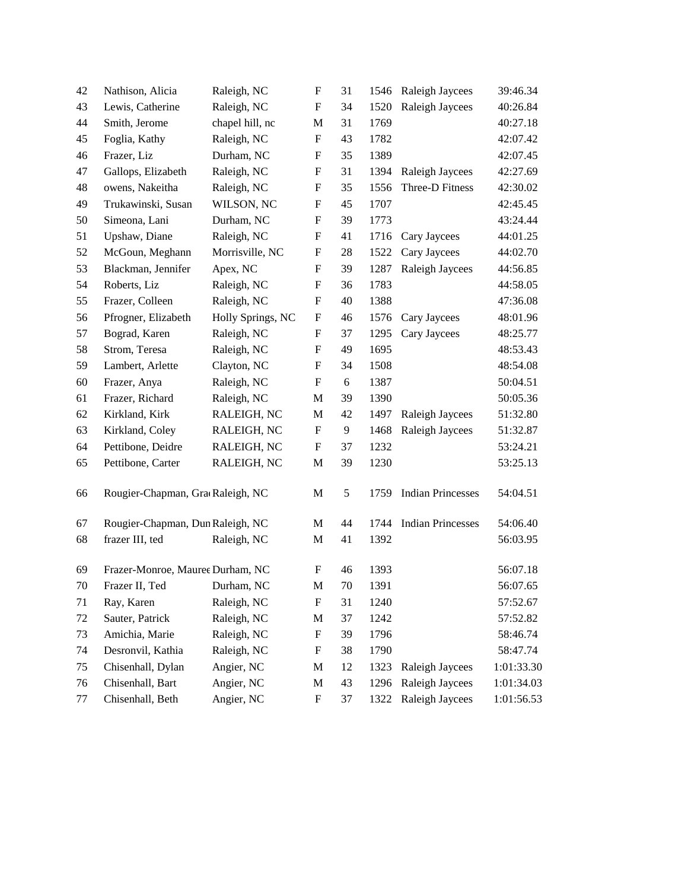| | | | | | | | |
|---|---|---|---|---|---|---|---|
| 42 | Nathison, Alicia | Raleigh, NC | F | 31 | 1546 | Raleigh Jaycees | 39:46.34 |
| 43 | Lewis, Catherine | Raleigh, NC | F | 34 | 1520 | Raleigh Jaycees | 40:26.84 |
| 44 | Smith, Jerome | chapel hill, nc | M | 31 | 1769 | | 40:27.18 |
| 45 | Foglia, Kathy | Raleigh, NC | F | 43 | 1782 | | 42:07.42 |
| 46 | Frazer, Liz | Durham, NC | F | 35 | 1389 | | 42:07.45 |
| 47 | Gallops, Elizabeth | Raleigh, NC | F | 31 | 1394 | Raleigh Jaycees | 42:27.69 |
| 48 | owens, Nakeitha | Raleigh, NC | F | 35 | 1556 | Three-D Fitness | 42:30.02 |
| 49 | Trukawinski, Susan | WILSON, NC | F | 45 | 1707 | | 42:45.45 |
| 50 | Simeona, Lani | Durham, NC | F | 39 | 1773 | | 43:24.44 |
| 51 | Upshaw, Diane | Raleigh, NC | F | 41 | 1716 | Cary Jaycees | 44:01.25 |
| 52 | McGoun, Meghann | Morrisville, NC | F | 28 | 1522 | Cary Jaycees | 44:02.70 |
| 53 | Blackman, Jennifer | Apex, NC | F | 39 | 1287 | Raleigh Jaycees | 44:56.85 |
| 54 | Roberts, Liz | Raleigh, NC | F | 36 | 1783 | | 44:58.05 |
| 55 | Frazer, Colleen | Raleigh, NC | F | 40 | 1388 | | 47:36.08 |
| 56 | Pfrogner, Elizabeth | Holly Springs, NC | F | 46 | 1576 | Cary Jaycees | 48:01.96 |
| 57 | Bograd, Karen | Raleigh, NC | F | 37 | 1295 | Cary Jaycees | 48:25.77 |
| 58 | Strom, Teresa | Raleigh, NC | F | 49 | 1695 | | 48:53.43 |
| 59 | Lambert, Arlette | Clayton, NC | F | 34 | 1508 | | 48:54.08 |
| 60 | Frazer, Anya | Raleigh, NC | F | 6 | 1387 | | 50:04.51 |
| 61 | Frazer, Richard | Raleigh, NC | M | 39 | 1390 | | 50:05.36 |
| 62 | Kirkland, Kirk | RALEIGH, NC | M | 42 | 1497 | Raleigh Jaycees | 51:32.80 |
| 63 | Kirkland, Coley | RALEIGH, NC | F | 9 | 1468 | Raleigh Jaycees | 51:32.87 |
| 64 | Pettibone, Deidre | RALEIGH, NC | F | 37 | 1232 | | 53:24.21 |
| 65 | Pettibone, Carter | RALEIGH, NC | M | 39 | 1230 | | 53:25.13 |
| 66 | Rougier-Chapman, Gra | Raleigh, NC | M | 5 | 1759 | Indian Princesses | 54:04.51 |
| 67 | Rougier-Chapman, Dun | Raleigh, NC | M | 44 | 1744 | Indian Princesses | 54:06.40 |
| 68 | frazer III, ted | Raleigh, NC | M | 41 | 1392 | | 56:03.95 |
| 69 | Frazer-Monroe, Mauree | Durham, NC | F | 46 | 1393 | | 56:07.18 |
| 70 | Frazer II, Ted | Durham, NC | M | 70 | 1391 | | 56:07.65 |
| 71 | Ray, Karen | Raleigh, NC | F | 31 | 1240 | | 57:52.67 |
| 72 | Sauter, Patrick | Raleigh, NC | M | 37 | 1242 | | 57:52.82 |
| 73 | Amichia, Marie | Raleigh, NC | F | 39 | 1796 | | 58:46.74 |
| 74 | Desronvil, Kathia | Raleigh, NC | F | 38 | 1790 | | 58:47.74 |
| 75 | Chisenhall, Dylan | Angier, NC | M | 12 | 1323 | Raleigh Jaycees | 1:01:33.30 |
| 76 | Chisenhall, Bart | Angier, NC | M | 43 | 1296 | Raleigh Jaycees | 1:01:34.03 |
| 77 | Chisenhall, Beth | Angier, NC | F | 37 | 1322 | Raleigh Jaycees | 1:01:56.53 |